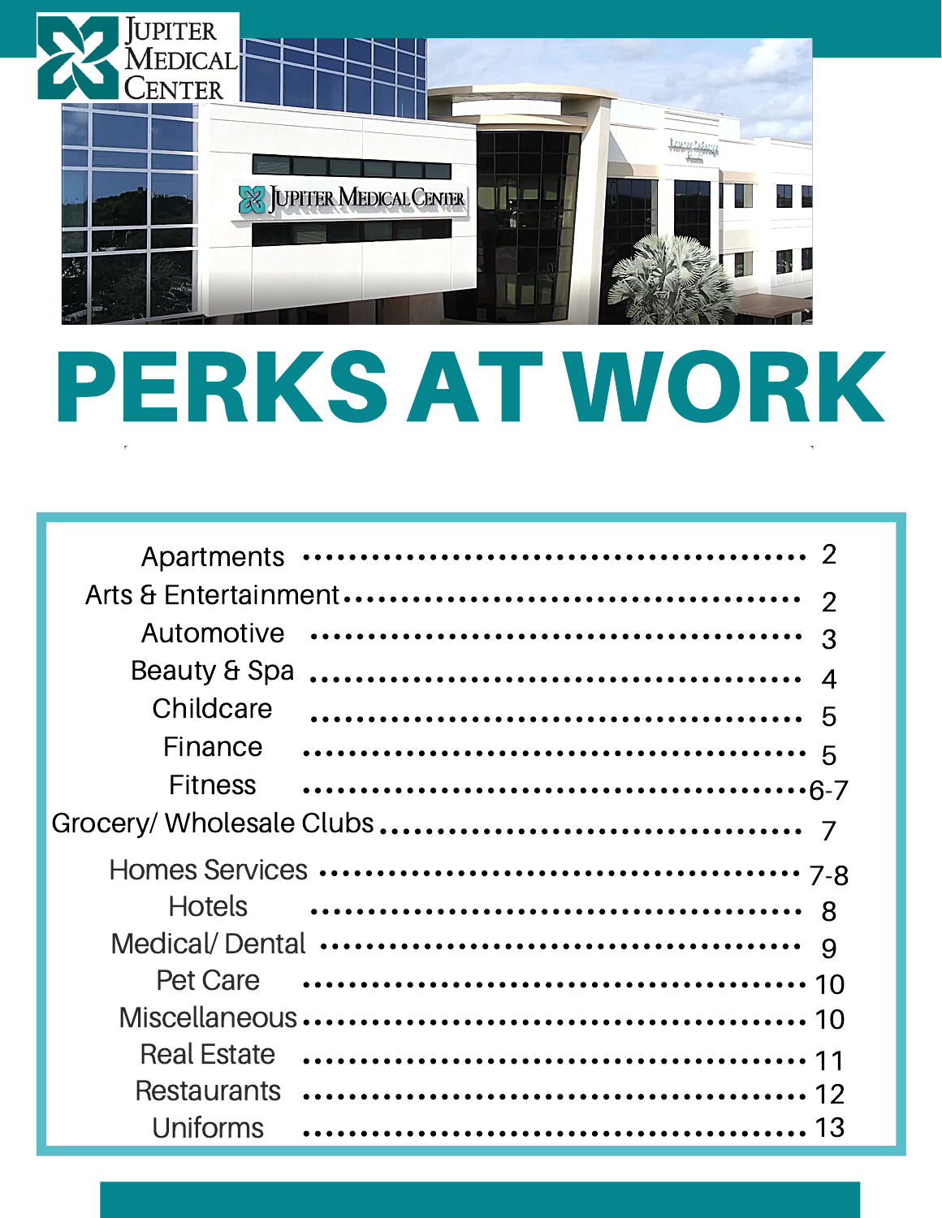Jupiter Medical Center

# PERKS AT WORK

| | |
|---|---|
| Apartments | 2 |
| Arts & Entertainment | 2 |
| Automotive | 3 |
| Beauty & Spa | 4 |
| Childcare | 5 |
| Finance | 5 |
| Fitness | 6-7 |
| Grocery/ Wholesale Clubs | 7 |
| Homes Services | 7-8 |
| Hotels | 8 |
| Medical/ Dental | 9 |
| Pet Care | 10 |
| Miscellaneous | 10 |
| Real Estate | 11 |
| Restaurants | 12 |
| Uniforms | 13 |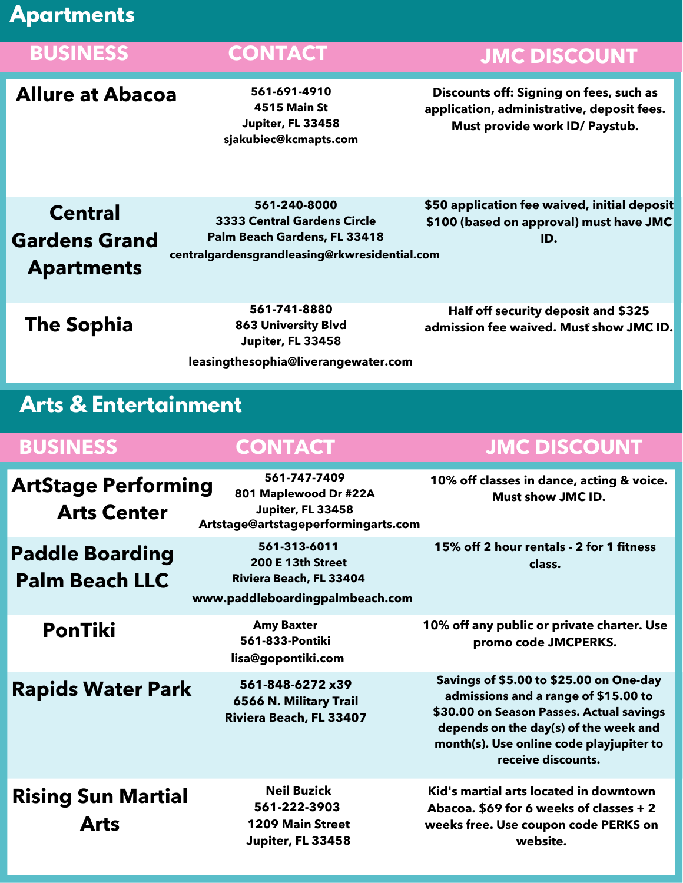## Apartments

| BUSINESS | CONTACT | JMC DISCOUNT |
| --- | --- | --- |
| **Allure at Abacoa** | 561-691-4910<br>4515 Main St<br>Jupiter, FL 33458<br>sjakubiec@kcmapts.com | Discounts off: Signing on fees, such as application, administrative, deposit fees. Must provide work ID/ Paystub. |
| **Central Gardens Grand Apartments** | 561-240-8000<br>3333 Central Gardens Circle<br>Palm Beach Gardens, FL 33418<br>centralgardensgrandleasing@rkwresidential.com | $50 application fee waived, initial deposit $100 (based on approval) must have JMC ID. |
| **The Sophia** | 561-741-8880<br>863 University Blvd<br>Jupiter, FL 33458<br>leasingthesophia@liverangewater.com | Half off security deposit and $325 admission fee waived. Must show JMC ID. |

## Arts & Entertainment

| BUSINESS | CONTACT | JMC DISCOUNT |
| --- | --- | --- |
| **ArtStage Performing Arts Center** | 561-747-7409<br>801 Maplewood Dr #22A<br>Jupiter, FL 33458<br>Artstage@artstageperformingarts.com | 10% off classes in dance, acting & voice. Must show JMC ID. |
| **Paddle Boarding Palm Beach LLC** | 561-313-6011<br>200 E 13th Street<br>Riviera Beach, FL 33404<br>www.paddleboardingpalmbeach.com | 15% off 2 hour rentals - 2 for 1 fitness class. |
| **PonTiki** | Amy Baxter<br>561-833-Pontiki<br>lisa@gopontiki.com | 10% off any public or private charter. Use promo code JMCPERKS. |
| **Rapids Water Park** | 561-848-6272 x39<br>6566 N. Military Trail<br>Riviera Beach, FL 33407 | Savings of $5.00 to $25.00 on One-day admissions and a range of $15.00 to $30.00 on Season Passes. Actual savings depends on the day(s) of the week and month(s). Use online code playjupiter to receive discounts. |
| **Rising Sun Martial Arts** | Neil Buzick<br>561-222-3903<br>1209 Main Street<br>Jupiter, FL 33458 | Kid's martial arts located in downtown Abacoa. $69 for 6 weeks of classes + 2 weeks free. Use coupon code PERKS on website. |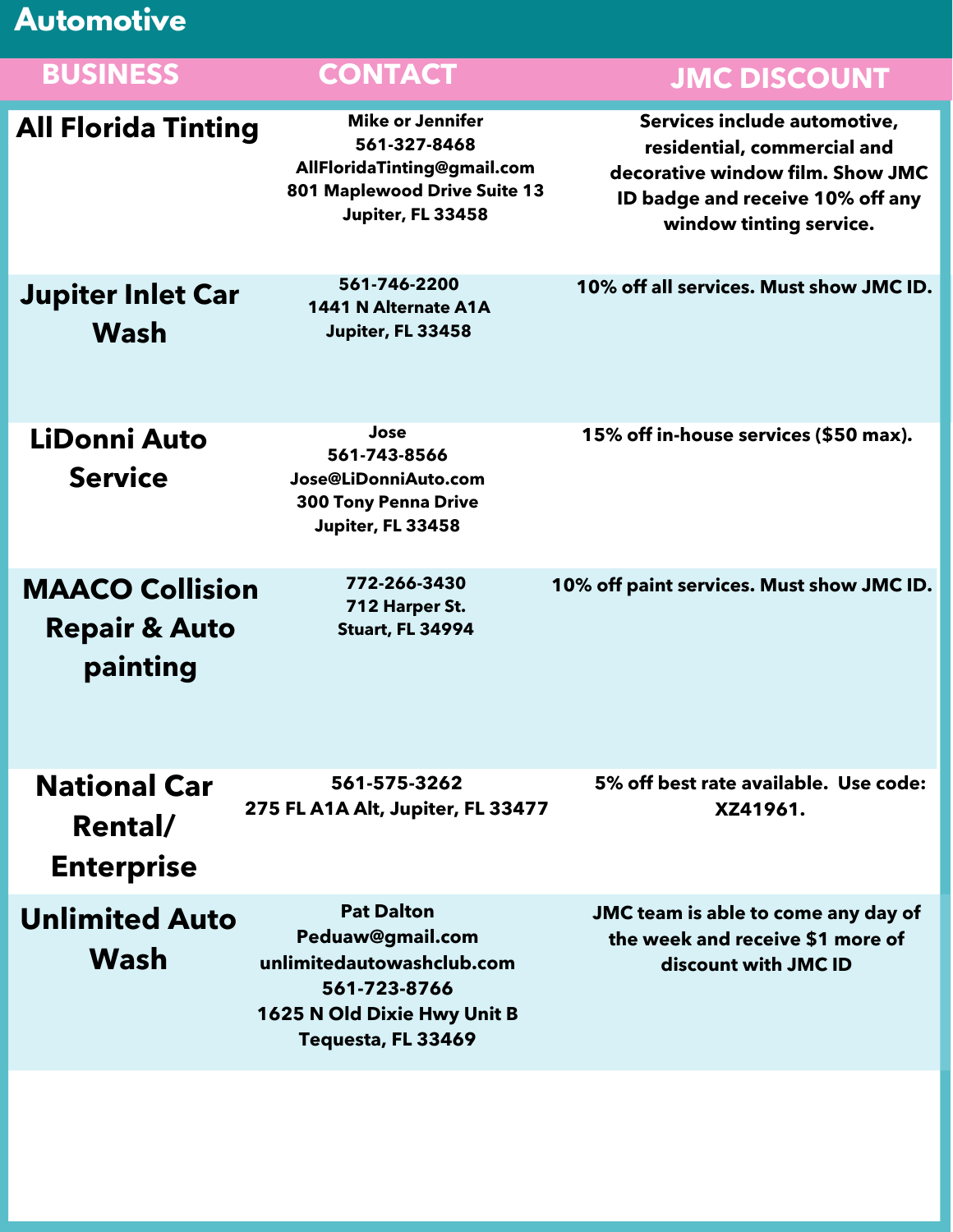# Automotive

| BUSINESS | CONTACT | JMC DISCOUNT |
|---|---|---|
| **All Florida Tinting** | Mike or Jennifer<br>561-327-8468<br>AllFloridaTinting@gmail.com<br>801 Maplewood Drive Suite 13<br>Jupiter, FL 33458 | Services include automotive, residential, commercial and decorative window film. Show JMC ID badge and receive 10% off any window tinting service. |
| **Jupiter Inlet Car Wash** | 561-746-2200<br>1441 N Alternate A1A<br>Jupiter, FL 33458 | 10% off all services. Must show JMC ID. |
| **LiDonni Auto Service** | Jose<br>561-743-8566<br>Jose@LiDonniAuto.com<br>300 Tony Penna Drive<br>Jupiter, FL 33458 | 15% off in-house services ($50 max). |
| **MAACO Collision Repair & Auto painting** | 772-266-3430<br>712 Harper St.<br>Stuart, FL 34994 | 10% off paint services. Must show JMC ID. |
| **National Car Rental/ Enterprise** | 561-575-3262<br>275 FL A1A Alt, Jupiter, FL 33477 | 5% off best rate available. Use code: XZ41961. |
| **Unlimited Auto Wash** | Pat Dalton<br>Peduaw@gmail.com<br>unlimitedautowashclub.com<br>561-723-8766<br>1625 N Old Dixie Hwy Unit B<br>Tequesta, FL 33469 | JMC team is able to come any day of the week and receive $1 more of discount with JMC ID |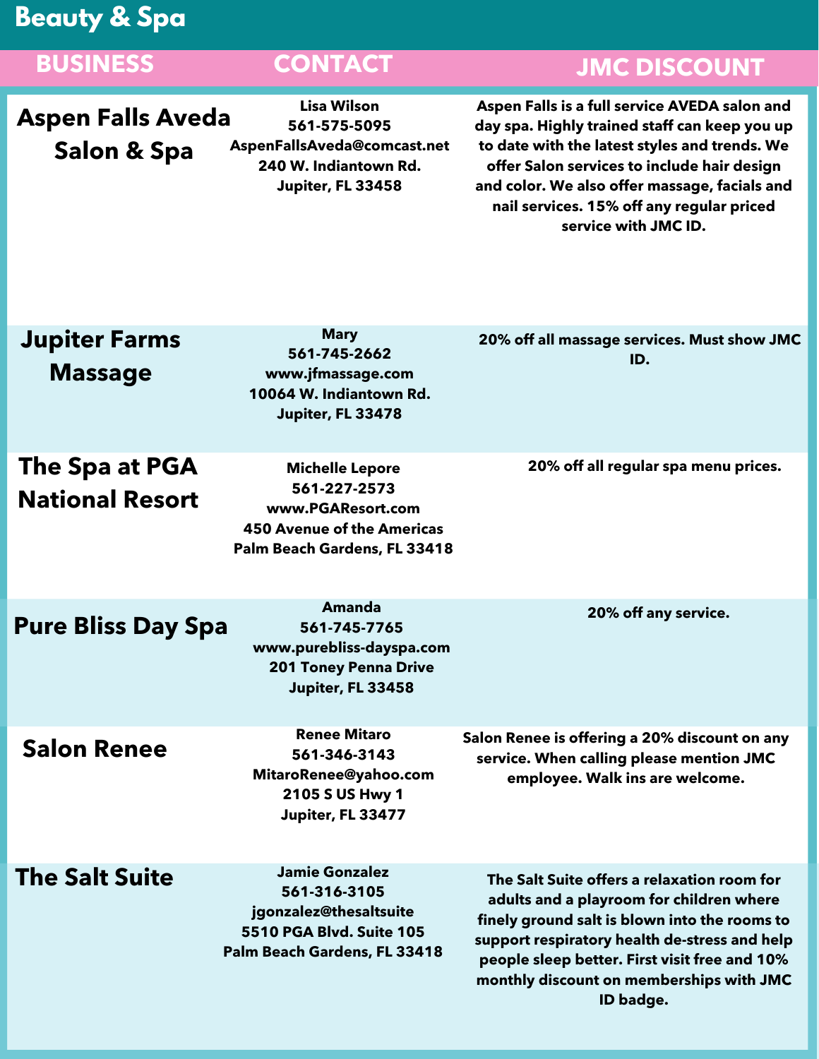# Beauty & Spa

| BUSINESS | CONTACT | JMC DISCOUNT |
| --- | --- | --- |
| **Aspen Falls Aveda Salon & Spa** | Lisa Wilson<br>561-575-5095<br>AspenFallsAveda@comcast.net<br>240 W. Indiantown Rd.<br>Jupiter, FL 33458 | Aspen Falls is a full service AVEDA salon and day spa. Highly trained staff can keep you up to date with the latest styles and trends. We offer Salon services to include hair design and color. We also offer massage, facials and nail services. 15% off any regular priced service with JMC ID. |
| **Jupiter Farms Massage** | Mary<br>561-745-2662<br>www.jfmassage.com<br>10064 W. Indiantown Rd.<br>Jupiter, FL 33478 | 20% off all massage services. Must show JMC ID. |
| **The Spa at PGA National Resort** | Michelle Lepore<br>561-227-2573<br>www.PGAResort.com<br>450 Avenue of the Americas<br>Palm Beach Gardens, FL 33418 | 20% off all regular spa menu prices. |
| **Pure Bliss Day Spa** | Amanda<br>561-745-7765<br>www.purebliss-dayspa.com<br>201 Toney Penna Drive<br>Jupiter, FL 33458 | 20% off any service. |
| **Salon Renee** | Renee Mitaro<br>561-346-3143<br>MitaroRenee@yahoo.com<br>2105 S US Hwy 1<br>Jupiter, FL 33477 | Salon Renee is offering a 20% discount on any service. When calling please mention JMC employee. Walk ins are welcome. |
| **The Salt Suite** | Jamie Gonzalez<br>561-316-3105<br>jgonzalez@thesaltsuite<br>5510 PGA Blvd. Suite 105<br>Palm Beach Gardens, FL 33418 | The Salt Suite offers a relaxation room for adults and a playroom for children where finely ground salt is blown into the rooms to support respiratory health de-stress and help people sleep better. First visit free and 10% monthly discount on memberships with JMC ID badge. |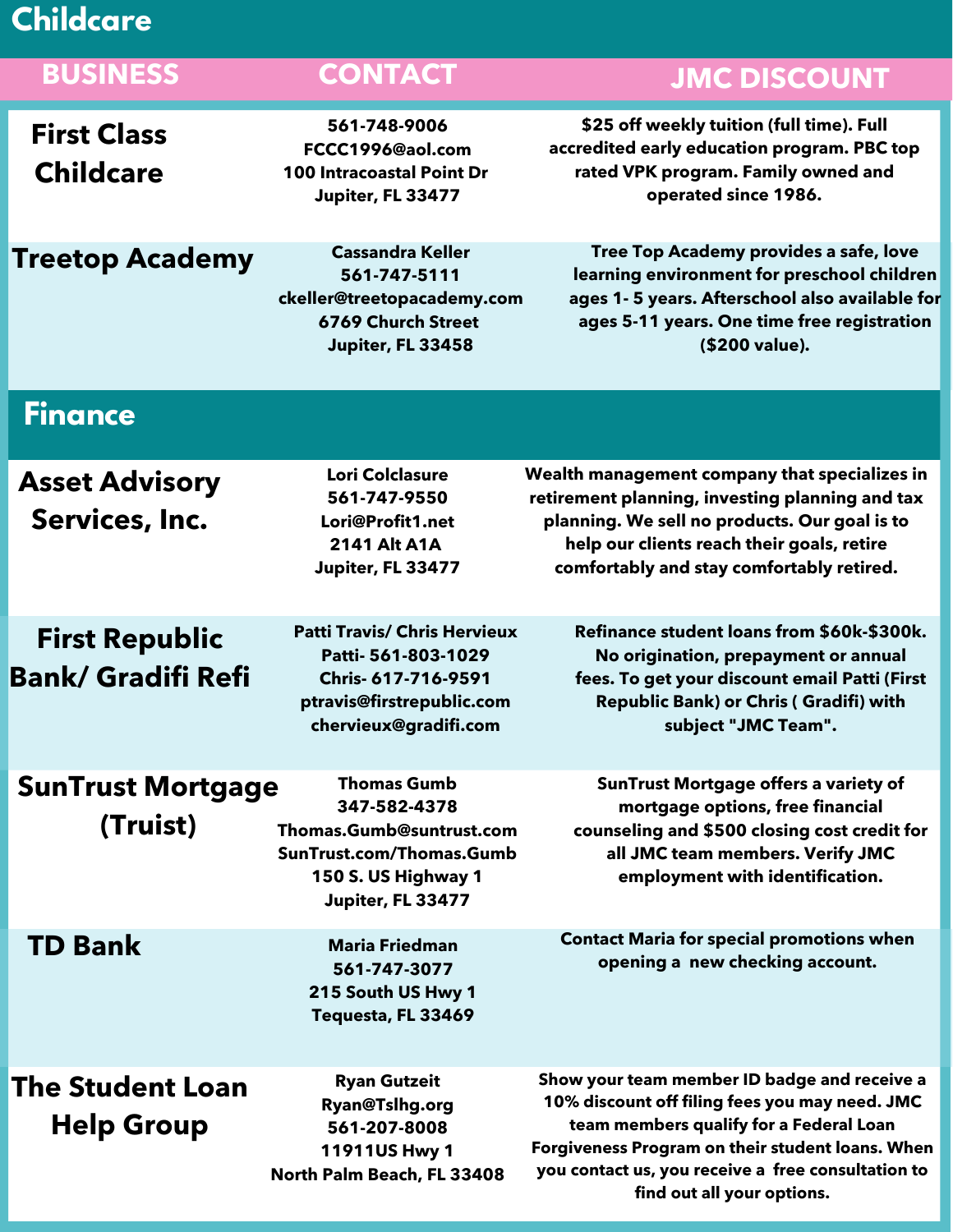## Childcare

| BUSINESS | CONTACT | JMC DISCOUNT |
|---|---|---|
| **First Class Childcare** | 561-748-9006<br>FCCC1996@aol.com<br>100 Intracoastal Point Dr<br>Jupiter, FL 33477 | $25 off weekly tuition (full time). Full accredited early education program. PBC top rated VPK program. Family owned and operated since 1986. |
| **Treetop Academy** | Cassandra Keller<br>561-747-5111<br>ckeller@treetopacademy.com<br>6769 Church Street<br>Jupiter, FL 33458 | Tree Top Academy provides a safe, love learning environment for preschool children ages 1- 5 years. Afterschool also available for ages 5-11 years. One time free registration ($200 value). |

## Finance

| BUSINESS | CONTACT | JMC DISCOUNT |
|---|---|---|
| **Asset Advisory Services, Inc.** | Lori Colclasure<br>561-747-9550<br>Lori@Profit1.net<br>2141 Alt A1A<br>Jupiter, FL 33477 | Wealth management company that specializes in retirement planning, investing planning and tax planning. We sell no products. Our goal is to help our clients reach their goals, retire comfortably and stay comfortably retired. |
| **First Republic Bank/ Gradifi Refi** | Patti Travis/ Chris Hervieux<br>Patti- 561-803-1029<br>Chris- 617-716-9591<br>ptravis@firstrepublic.com<br>chervieux@gradifi.com | Refinance student loans from $60k-$300k. No origination, prepayment or annual fees. To get your discount email Patti (First Republic Bank) or Chris ( Gradifi) with subject "JMC Team". |
| **SunTrust Mortgage (Truist)** | Thomas Gumb<br>347-582-4378<br>Thomas.Gumb@suntrust.com<br>SunTrust.com/Thomas.Gumb<br>150 S. US Highway 1<br>Jupiter, FL 33477 | SunTrust Mortgage offers a variety of mortgage options, free financial counseling and $500 closing cost credit for all JMC team members. Verify JMC employment with identification. |
| **TD Bank** | Maria Friedman<br>561-747-3077<br>215 South US Hwy 1<br>Tequesta, FL 33469 | Contact Maria for special promotions when opening a new checking account. |
| **The Student Loan Help Group** | Ryan Gutzeit<br>Ryan@Tslhg.org<br>561-207-8008<br>11911US Hwy 1<br>North Palm Beach, FL 33408 | Show your team member ID badge and receive a 10% discount off filing fees you may need. JMC team members qualify for a Federal Loan Forgiveness Program on their student loans. When you contact us, you receive a free consultation to find out all your options. |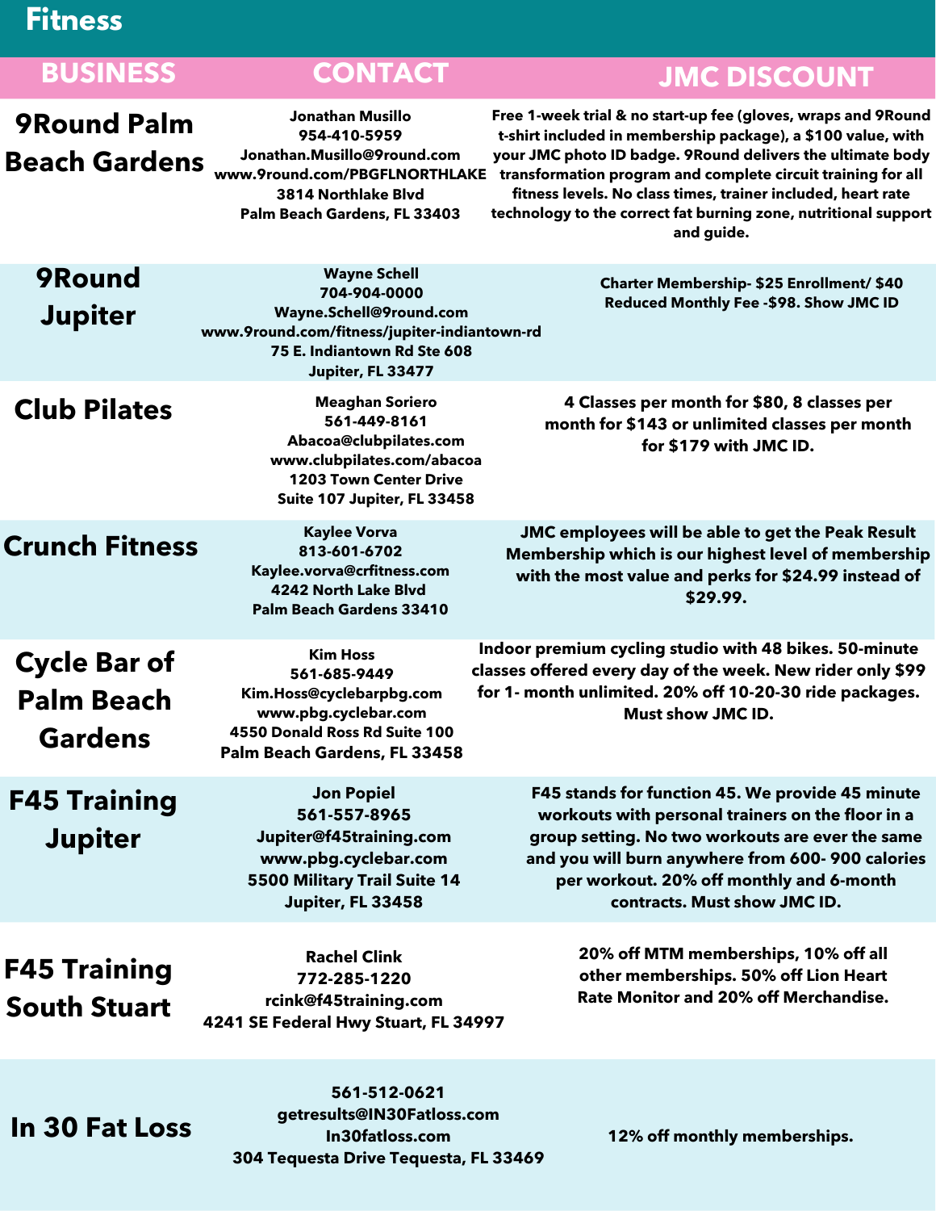# Fitness

| BUSINESS | CONTACT | JMC DISCOUNT |
|---|---|---|
| 9Round Palm Beach Gardens | Jonathan Musillo<br>954-410-5959<br>Jonathan.Musillo@9round.com<br>www.9round.com/PBGFLNORTHLAKE<br>3814 Northlake Blvd<br>Palm Beach Gardens, FL 33403 | Free 1-week trial & no start-up fee (gloves, wraps and 9Round t-shirt included in membership package), a $100 value, with your JMC photo ID badge. 9Round delivers the ultimate body transformation program and complete circuit training for all fitness levels. No class times, trainer included, heart rate technology to the correct fat burning zone, nutritional support and guide. |
| 9Round Jupiter | Wayne Schell<br>704-904-0000<br>Wayne.Schell@9round.com<br>www.9round.com/fitness/jupiter-indiantown-rd<br>75 E. Indiantown Rd Ste 608<br>Jupiter, FL 33477 | Charter Membership- $25 Enrollment/ $40 Reduced Monthly Fee -$98. Show JMC ID |
| Club Pilates | Meaghan Soriero<br>561-449-8161<br>Abacoa@clubpilates.com<br>www.clubpilates.com/abacoa<br>1203 Town Center Drive<br>Suite 107 Jupiter, FL 33458 | 4 Classes per month for $80, 8 classes per month for $143 or unlimited classes per month for $179 with JMC ID. |
| Crunch Fitness | Kaylee Vorva<br>813-601-6702<br>Kaylee.vorva@crfitness.com<br>4242 North Lake Blvd<br>Palm Beach Gardens 33410 | JMC employees will be able to get the Peak Result Membership which is our highest level of membership with the most value and perks for $24.99 instead of $29.99. |
| Cycle Bar of Palm Beach Gardens | Kim Hoss<br>561-685-9449<br>Kim.Hoss@cyclebarpbg.com<br>www.pbg.cyclebar.com<br>4550 Donald Ross Rd Suite 100<br>Palm Beach Gardens, FL 33458 | Indoor premium cycling studio with 48 bikes. 50-minute classes offered every day of the week. New rider only $99 for 1- month unlimited. 20% off 10-20-30 ride packages. Must show JMC ID. |
| F45 Training Jupiter | Jon Popiel<br>561-557-8965<br>Jupiter@f45training.com<br>www.pbg.cyclebar.com<br>5500 Military Trail Suite 14<br>Jupiter, FL 33458 | F45 stands for function 45. We provide 45 minute workouts with personal trainers on the floor in a group setting. No two workouts are ever the same and you will burn anywhere from 600- 900 calories per workout. 20% off monthly and 6-month contracts. Must show JMC ID. |
| F45 Training South Stuart | Rachel Clink<br>772-285-1220<br>rcink@f45training.com<br>4241 SE Federal Hwy Stuart, FL 34997 | 20% off MTM memberships, 10% off all other memberships. 50% off Lion Heart Rate Monitor and 20% off Merchandise. |
| In 30 Fat Loss | 561-512-0621<br>getresults@IN30Fatloss.com<br>In30fatloss.com<br>304 Tequesta Drive Tequesta, FL 33469 | 12% off monthly memberships. |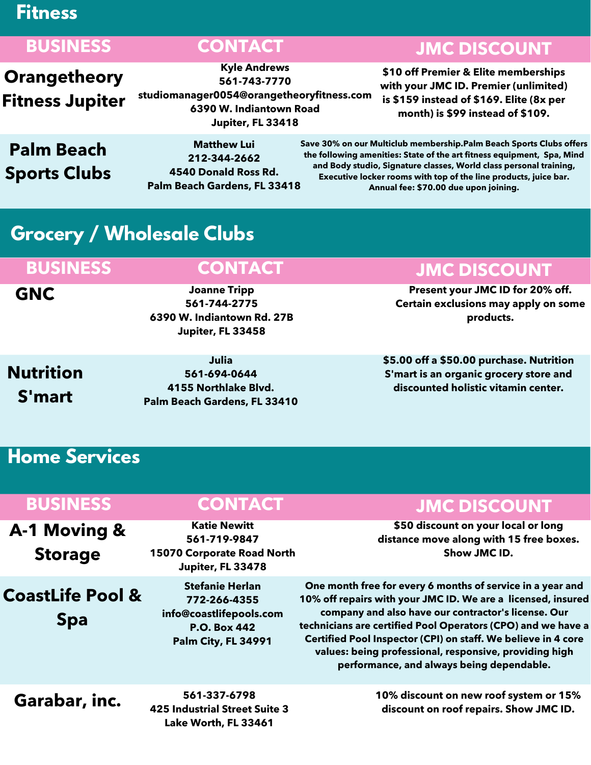## Fitness

| BUSINESS | CONTACT | JMC DISCOUNT |
| --- | --- | --- |
| **Orangetheory Fitness Jupiter** | Kyle Andrews<br>561-743-7770<br>studiomanager0054@orangetheoryfitness.com<br>6390 W. Indiantown Road<br>Jupiter, FL 33418 | $10 off Premier & Elite memberships with your JMC ID. Premier (unlimited) is $159 instead of $169. Elite (8x per month) is $99 instead of $109. |
| **Palm Beach Sports Clubs** | Matthew Lui<br>212-344-2662<br>4540 Donald Ross Rd.<br>Palm Beach Gardens, FL 33418 | Save 30% on our Multiclub membership.Palm Beach Sports Clubs offers the following amenities: State of the art fitness equipment, Spa, Mind and Body studio, Signature classes, World class personal training, Executive locker rooms with top of the line products, juice bar. Annual fee: $70.00 due upon joining. |

## Grocery / Wholesale Clubs

| BUSINESS | CONTACT | JMC DISCOUNT |
| --- | --- | --- |
| **GNC** | Joanne Tripp<br>561-744-2775<br>6390 W. Indiantown Rd. 27B<br>Jupiter, FL 33458 | Present your JMC ID for 20% off. Certain exclusions may apply on some products. |
| **Nutrition S'mart** | Julia<br>561-694-0644<br>4155 Northlake Blvd.<br>Palm Beach Gardens, FL 33410 | $5.00 off a $50.00 purchase. Nutrition S'mart is an organic grocery store and discounted holistic vitamin center. |

## Home Services

| BUSINESS | CONTACT | JMC DISCOUNT |
| --- | --- | --- |
| **A-1 Moving & Storage** | Katie Newitt<br>561-719-9847<br>15070 Corporate Road North<br>Jupiter, FL 33478 | $50 discount on your local or long distance move along with 15 free boxes. Show JMC ID. |
| **CoastLife Pool & Spa** | Stefanie Herlan<br>772-266-4355<br>info@coastlifepools.com<br>P.O. Box 442<br>Palm City, FL 34991 | One month free for every 6 months of service in a year and 10% off repairs with your JMC ID. We are a licensed, insured company and also have our contractor's license. Our technicians are certified Pool Operators (CPO) and we have a Certified Pool Inspector (CPI) on staff. We believe in 4 core values: being professional, responsive, providing high performance, and always being dependable. |
| **Garabar, inc.** | 561-337-6798<br>425 Industrial Street Suite 3<br>Lake Worth, FL 33461 | 10% discount on new roof system or 15% discount on roof repairs. Show JMC ID. |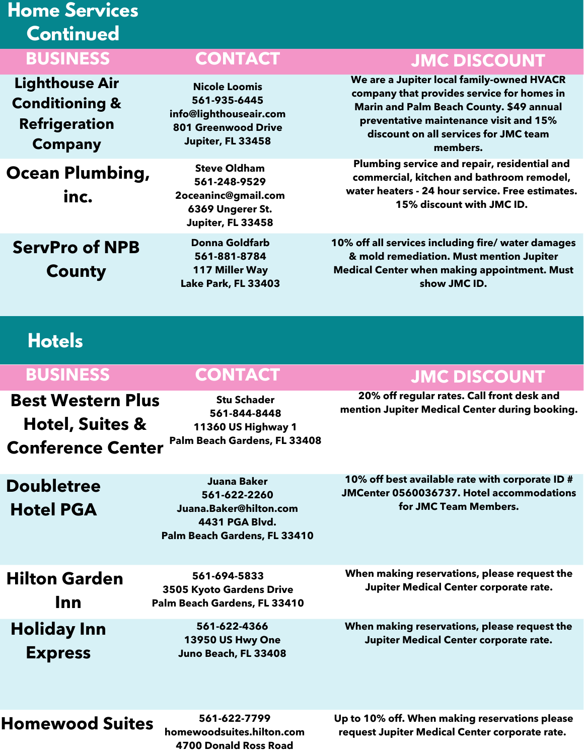## Home Services Continued

| BUSINESS | CONTACT | JMC DISCOUNT |
|---|---|---|
| **Lighthouse Air Conditioning & Refrigeration Company** | Nicole Loomis<br>561-935-6445<br>info@lighthouseair.com<br>801 Greenwood Drive<br>Jupiter, FL 33458 | We are a Jupiter local family-owned HVACR company that provides service for homes in Marin and Palm Beach County. $49 annual preventative maintenance visit and 15% discount on all services for JMC team members. |
| **Ocean Plumbing, inc.** | Steve Oldham<br>561-248-9529<br>2oceaninc@gmail.com<br>6369 Ungerer St.<br>Jupiter, FL 33458 | Plumbing service and repair, residential and commercial, kitchen and bathroom remodel, water heaters - 24 hour service. Free estimates. 15% discount with JMC ID. |
| **ServPro of NPB County** | Donna Goldfarb<br>561-881-8784<br>117 Miller Way<br>Lake Park, FL 33403 | 10% off all services including fire/ water damages & mold remediation. Must mention Jupiter Medical Center when making appointment. Must show JMC ID. |

## Hotels

| BUSINESS | CONTACT | JMC DISCOUNT |
|---|---|---|
| **Best Western Plus Hotel, Suites & Conference Center** | Stu Schader<br>561-844-8448<br>11360 US Highway 1<br>Palm Beach Gardens, FL 33408 | 20% off regular rates. Call front desk and mention Jupiter Medical Center during booking. |
| **Doubletree Hotel PGA** | Juana Baker<br>561-622-2260<br>Juana.Baker@hilton.com<br>4431 PGA Blvd.<br>Palm Beach Gardens, FL 33410 | 10% off best available rate with corporate ID # JMCenter 0560036737. Hotel accommodations for JMC Team Members. |
| **Hilton Garden Inn** | 561-694-5833<br>3505 Kyoto Gardens Drive<br>Palm Beach Gardens, FL 33410 | When making reservations, please request the Jupiter Medical Center corporate rate. |
| **Holiday Inn Express** | 561-622-4366<br>13950 US Hwy One<br>Juno Beach, FL 33408 | When making reservations, please request the Jupiter Medical Center corporate rate. |
| **Homewood Suites** | 561-622-7799<br>homewoodsuites.hilton.com<br>4700 Donald Ross Road | Up to 10% off. When making reservations please request Jupiter Medical Center corporate rate. |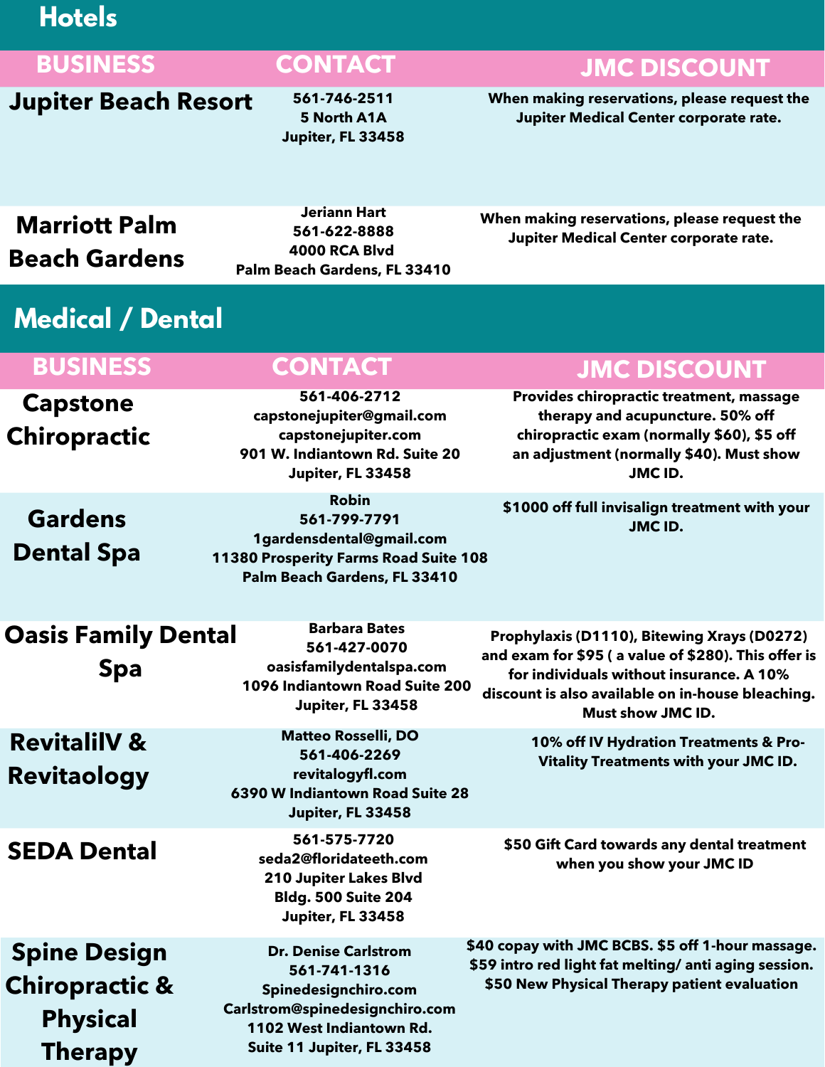## Hotels

| BUSINESS | CONTACT | JMC DISCOUNT |
| --- | --- | --- |
| **Jupiter Beach Resort** | 561-746-2511<br>5 North A1A<br>Jupiter, FL 33458 | When making reservations, please request the Jupiter Medical Center corporate rate. |
| **Marriott Palm Beach Gardens** | Jeriann Hart<br>561-622-8888<br>4000 RCA Blvd<br>Palm Beach Gardens, FL 33410 | When making reservations, please request the Jupiter Medical Center corporate rate. |

## Medical / Dental

| BUSINESS | CONTACT | JMC DISCOUNT |
| --- | --- | --- |
| **Capstone Chiropractic** | 561-406-2712<br>capstonejupiter@gmail.com<br>capstonejupiter.com<br>901 W. Indiantown Rd. Suite 20<br>Jupiter, FL 33458 | Provides chiropractic treatment, massage therapy and acupuncture. 50% off chiropractic exam (normally $60), $5 off an adjustment (normally $40). Must show JMC ID. |
| **Gardens Dental Spa** | Robin<br>561-799-7791<br>1gardensdental@gmail.com<br>11380 Prosperity Farms Road Suite 108<br>Palm Beach Gardens, FL 33410 | $1000 off full invisalign treatment with your JMC ID. |
| **Oasis Family Dental Spa** | Barbara Bates<br>561-427-0070<br>oasisfamilydentalspa.com<br>1096 Indiantown Road Suite 200<br>Jupiter, FL 33458 | Prophylaxis (D1110), Bitewing Xrays (D0272) and exam for $95 ( a value of $280). This offer is for individuals without insurance. A 10% discount is also available on in-house bleaching. Must show JMC ID. |
| **RevitaliIV & Revitaology** | Matteo Rosselli, DO<br>561-406-2269<br>revitalogyfl.com<br>6390 W Indiantown Road Suite 28<br>Jupiter, FL 33458 | 10% off IV Hydration Treatments & Pro-Vitality Treatments with your JMC ID. |
| **SEDA Dental** | 561-575-7720<br>seda2@floridateeth.com<br>210 Jupiter Lakes Blvd<br>Bldg. 500 Suite 204<br>Jupiter, FL 33458 | $50 Gift Card towards any dental treatment when you show your JMC ID |
| **Spine Design Chiropractic & Physical Therapy** | Dr. Denise Carlstrom<br>561-741-1316<br>Spinedesignchiro.com<br>Carlstrom@spinedesignchiro.com<br>1102 West Indiantown Rd.<br>Suite 11 Jupiter, FL 33458 | $40 copay with JMC BCBS. $5 off 1-hour massage. $59 intro red light fat melting/ anti aging session. $50 New Physical Therapy patient evaluation |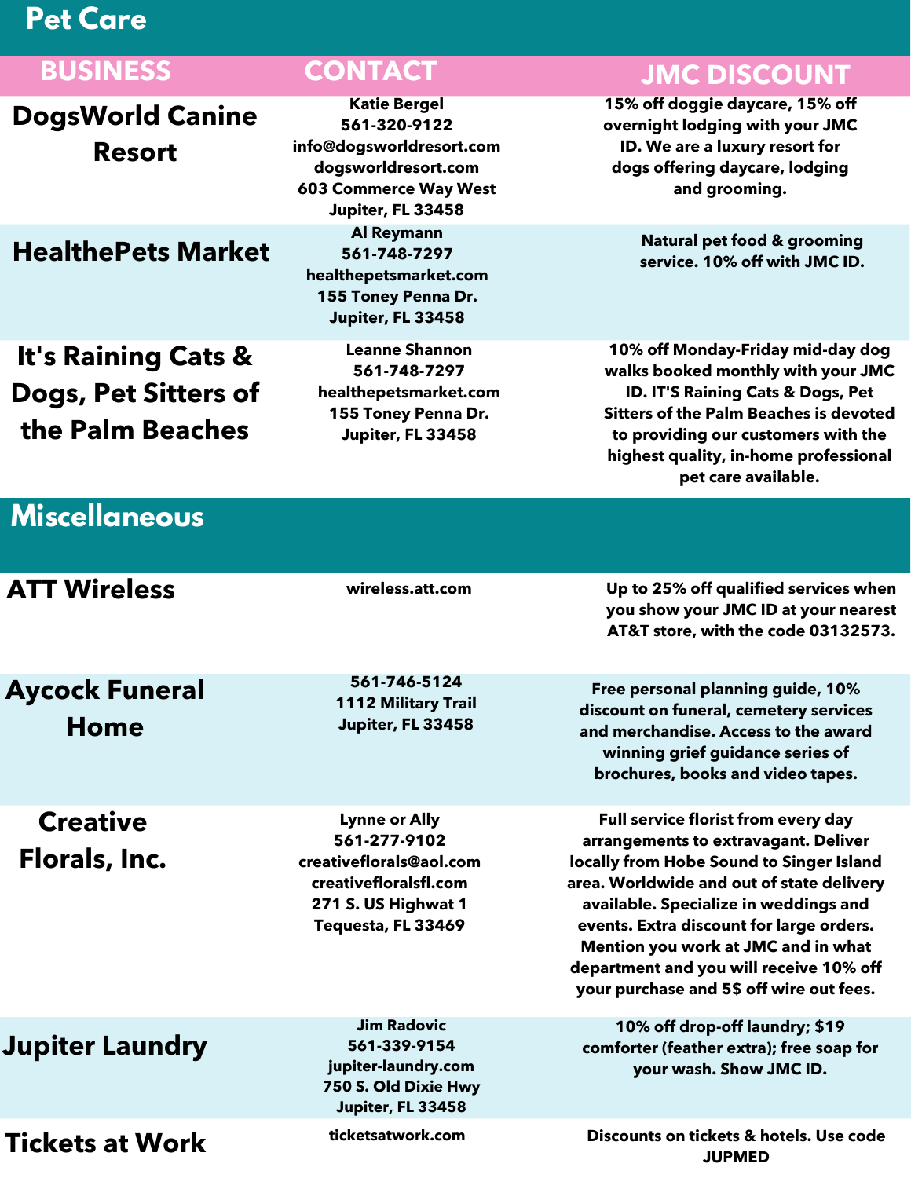## Pet Care

| BUSINESS | CONTACT | JMC DISCOUNT |
| --- | --- | --- |
| DogsWorld Canine Resort | Katie Bergel<br>561-320-9122<br>info@dogsworldresort.com<br>dogsworldresort.com<br>603 Commerce Way West<br>Jupiter, FL 33458 | 15% off doggie daycare, 15% off overnight lodging with your JMC ID. We are a luxury resort for dogs offering daycare, lodging and grooming. |
| HealthePets Market | Al Reymann<br>561-748-7297<br>healthepetsmarket.com<br>155 Toney Penna Dr.<br>Jupiter, FL 33458 | Natural pet food & grooming service. 10% off with JMC ID. |
| It's Raining Cats & Dogs, Pet Sitters of the Palm Beaches | Leanne Shannon<br>561-748-7297<br>healthepetsmarket.com<br>155 Toney Penna Dr.<br>Jupiter, FL 33458 | 10% off Monday-Friday mid-day dog walks booked monthly with your JMC ID. IT'S Raining Cats & Dogs, Pet Sitters of the Palm Beaches is devoted to providing our customers with the highest quality, in-home professional pet care available. |

## Miscellaneous

| BUSINESS | CONTACT | JMC DISCOUNT |
| --- | --- | --- |
| ATT Wireless | wireless.att.com | Up to 25% off qualified services when you show your JMC ID at your nearest AT&T store, with the code 03132573. |
| Aycock Funeral Home | 561-746-5124<br>1112 Military Trail<br>Jupiter, FL 33458 | Free personal planning guide, 10% discount on funeral, cemetery services and merchandise. Access to the award winning grief guidance series of brochures, books and video tapes. |
| Creative Florals, Inc. | Lynne or Ally<br>561-277-9102<br>creativeflorals@aol.com<br>creativefloralsfl.com<br>271 S. US Highwat 1<br>Tequesta, FL 33469 | Full service florist from every day arrangements to extravagant. Deliver locally from Hobe Sound to Singer Island area. Worldwide and out of state delivery available. Specialize in weddings and events. Extra discount for large orders. Mention you work at JMC and in what department and you will receive 10% off your purchase and 5$ off wire out fees. |
| Jupiter Laundry | Jim Radovic<br>561-339-9154<br>jupiter-laundry.com<br>750 S. Old Dixie Hwy<br>Jupiter, FL 33458 | 10% off drop-off laundry; $19 comforter (feather extra); free soap for your wash. Show JMC ID. |
| Tickets at Work | ticketsatwork.com | Discounts on tickets & hotels. Use code JUPMED |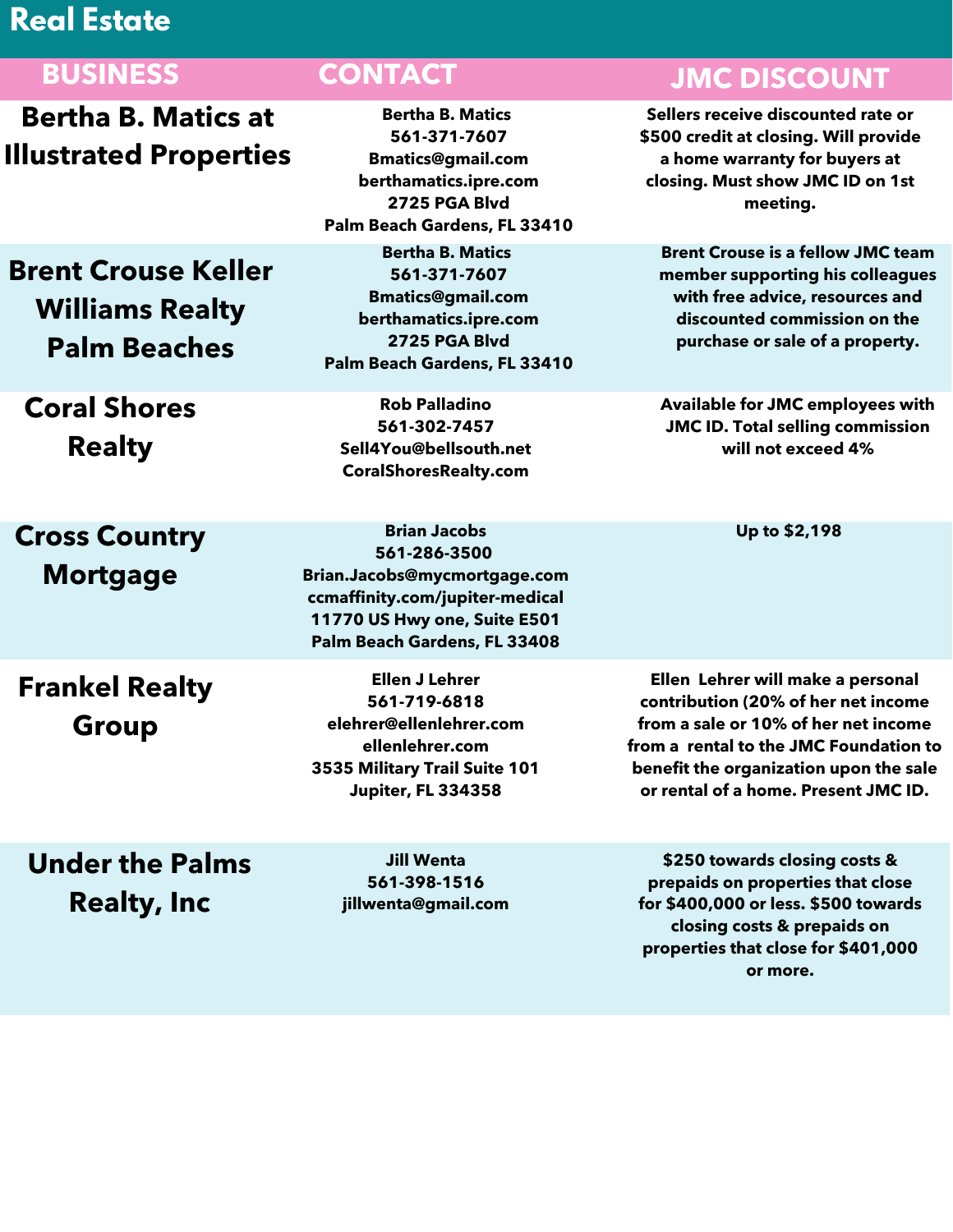# Real Estate

| BUSINESS | CONTACT | JMC DISCOUNT |
| --- | --- | --- |
| Bertha B. Matics at Illustrated Properties | Bertha B. Matics<br>561-371-7607<br>Bmatics@gmail.com<br>berthamatics.ipre.com<br>2725 PGA Blvd<br>Palm Beach Gardens, FL 33410 | Sellers receive discounted rate or $500 credit at closing. Will provide a home warranty for buyers at closing. Must show JMC ID on 1st meeting. |
| Brent Crouse Keller Williams Realty Palm Beaches | Bertha B. Matics<br>561-371-7607<br>Bmatics@gmail.com<br>berthamatics.ipre.com<br>2725 PGA Blvd<br>Palm Beach Gardens, FL 33410 | Brent Crouse is a fellow JMC team member supporting his colleagues with free advice, resources and discounted commission on the purchase or sale of a property. |
| Coral Shores Realty | Rob Palladino<br>561-302-7457<br>Sell4You@bellsouth.net<br>CoralShoresRealty.com | Available for JMC employees with JMC ID. Total selling commission will not exceed 4% |
| Cross Country Mortgage | Brian Jacobs<br>561-286-3500<br>Brian.Jacobs@mycmortgage.com<br>ccmaffinity.com/jupiter-medical<br>11770 US Hwy one, Suite E501<br>Palm Beach Gardens, FL 33408 | Up to $2,198 |
| Frankel Realty Group | Ellen J Lehrer<br>561-719-6818<br>elehrer@ellenlehrer.com<br>ellenlehrer.com<br>3535 Military Trail Suite 101<br>Jupiter, FL 334358 | Ellen Lehrer will make a personal contribution (20% of her net income from a sale or 10% of her net income from a rental to the JMC Foundation to benefit the organization upon the sale or rental of a home. Present JMC ID. |
| Under the Palms Realty, Inc | Jill Wenta<br>561-398-1516<br>jillwenta@gmail.com | $250 towards closing costs & prepaids on properties that close for $400,000 or less. $500 towards closing costs & prepaids on properties that close for $401,000 or more. |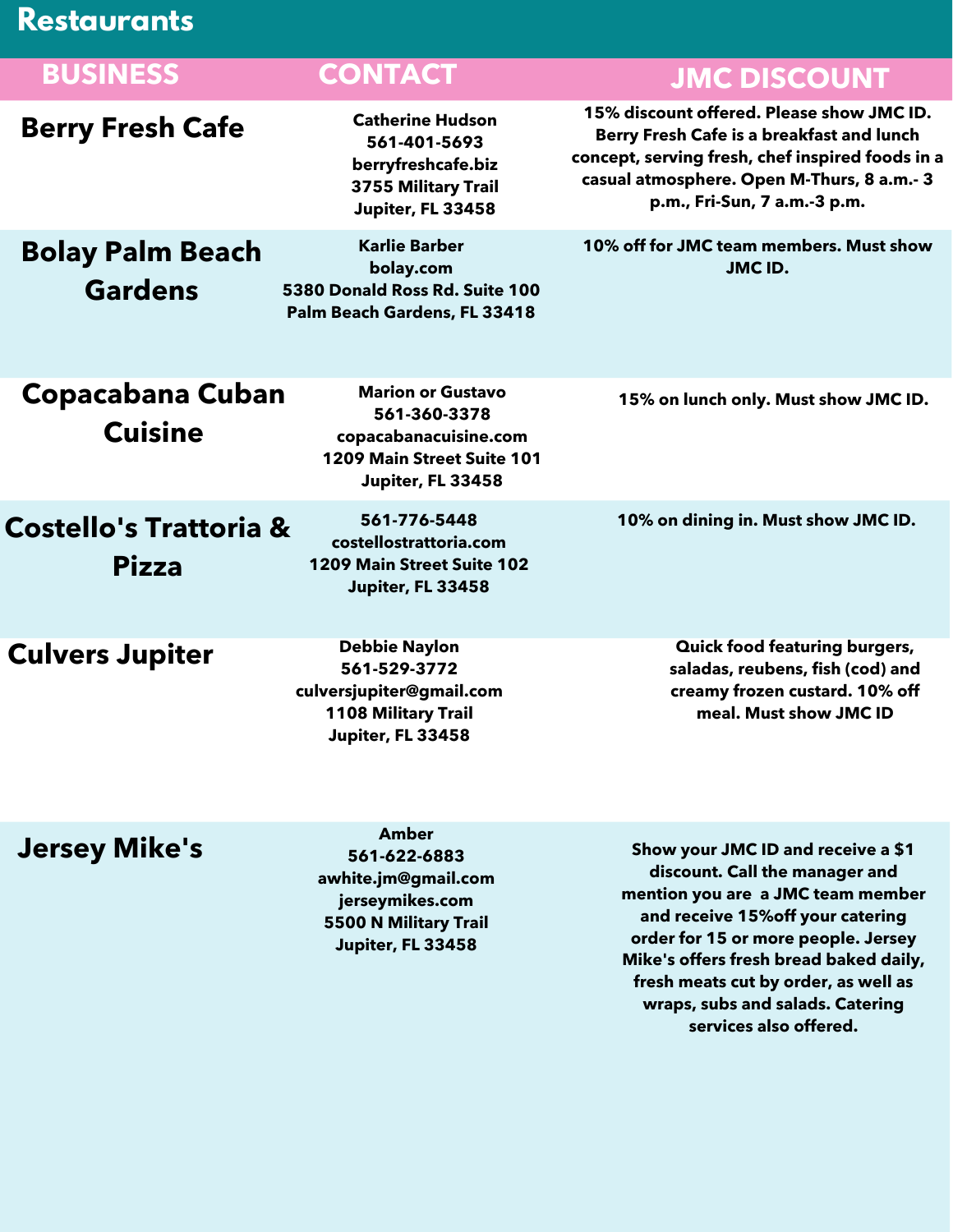# Restaurants

| BUSINESS | CONTACT | JMC DISCOUNT |
|---|---|---|
| Berry Fresh Cafe | Catherine Hudson<br>561-401-5693<br>berryfreshcafe.biz<br>3755 Military Trail<br>Jupiter, FL 33458 | 15% discount offered. Please show JMC ID. Berry Fresh Cafe is a breakfast and lunch concept, serving fresh, chef inspired foods in a casual atmosphere. Open M-Thurs, 8 a.m.- 3 p.m., Fri-Sun, 7 a.m.-3 p.m. |
| Bolay Palm Beach Gardens | Karlie Barber<br>bolay.com<br>5380 Donald Ross Rd. Suite 100<br>Palm Beach Gardens, FL 33418 | 10% off for JMC team members. Must show JMC ID. |
| Copacabana Cuban Cuisine | Marion or Gustavo<br>561-360-3378<br>copacabanacuisine.com<br>1209 Main Street Suite 101<br>Jupiter, FL 33458 | 15% on lunch only. Must show JMC ID. |
| Costello's Trattoria & Pizza | 561-776-5448<br>costellostrattoria.com<br>1209 Main Street Suite 102<br>Jupiter, FL 33458 | 10% on dining in. Must show JMC ID. |
| Culvers Jupiter | Debbie Naylon<br>561-529-3772<br>culversjupiter@gmail.com<br>1108 Military Trail<br>Jupiter, FL 33458 | Quick food featuring burgers, saladas, reubens, fish (cod) and creamy frozen custard. 10% off meal. Must show JMC ID |
| Jersey Mike's | Amber<br>561-622-6883<br>awhite.jm@gmail.com<br>jerseymikes.com<br>5500 N Military Trail<br>Jupiter, FL 33458 | Show your JMC ID and receive a $1 discount. Call the manager and mention you are a JMC team member and receive 15%off your catering order for 15 or more people. Jersey Mike's offers fresh bread baked daily, fresh meats cut by order, as well as wraps, subs and salads. Catering services also offered. |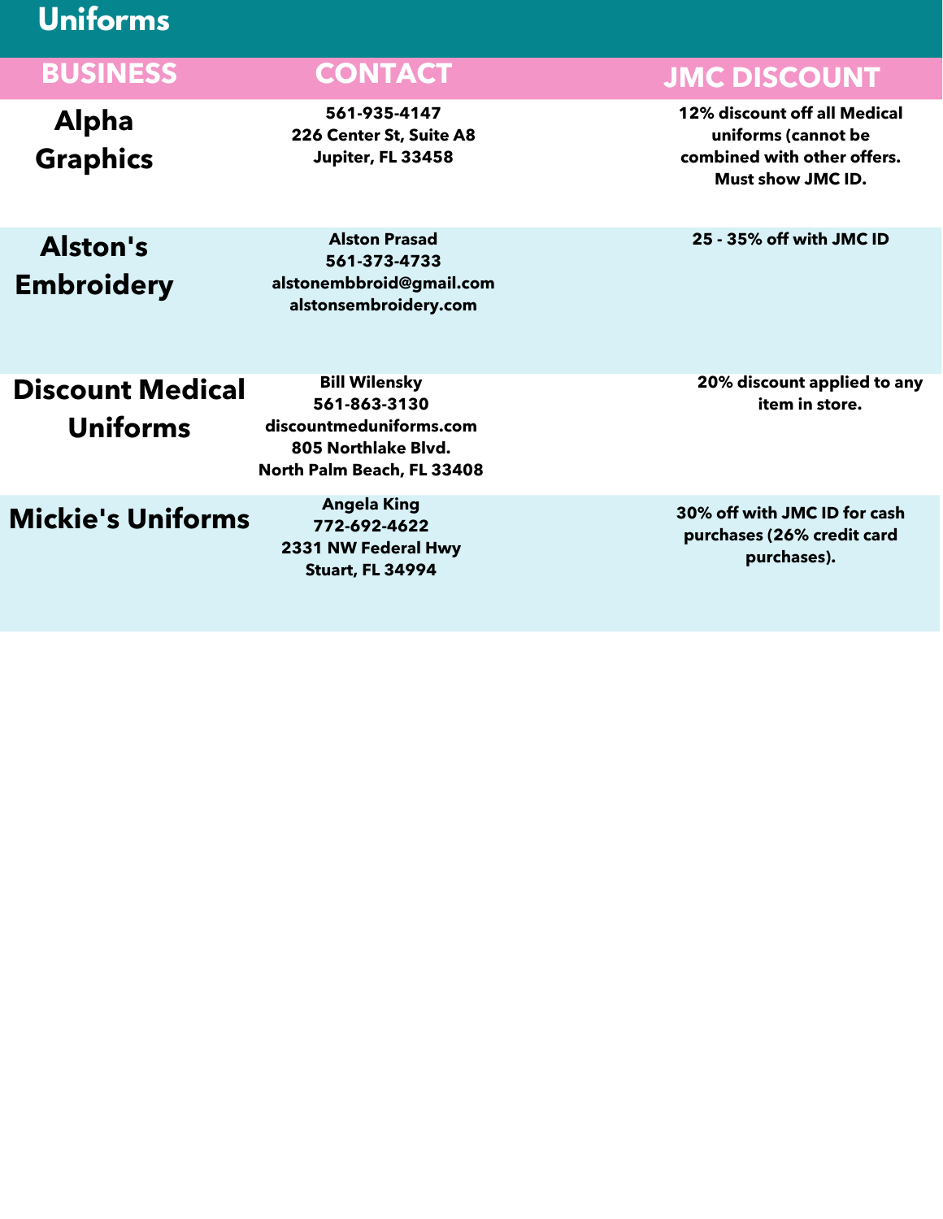# Uniforms

| BUSINESS | CONTACT | JMC DISCOUNT |
| --- | --- | --- |
| **Alpha Graphics** | 561-935-4147<br>226 Center St, Suite A8<br>Jupiter, FL 33458 | 12% discount off all Medical uniforms (cannot be combined with other offers. Must show JMC ID. |
| **Alston's Embroidery** | Alston Prasad<br>561-373-4733<br>alstonembbroid@gmail.com<br>alstonsembroidery.com | 25 - 35% off with JMC ID |
| **Discount Medical Uniforms** | Bill Wilensky<br>561-863-3130<br>discountmeduniforms.com<br>805 Northlake Blvd.<br>North Palm Beach, FL 33408 | 20% discount applied to any item in store. |
| **Mickie's Uniforms** | Angela King<br>772-692-4622<br>2331 NW Federal Hwy<br>Stuart, FL 34994 | 30% off with JMC ID for cash purchases (26% credit card purchases). |